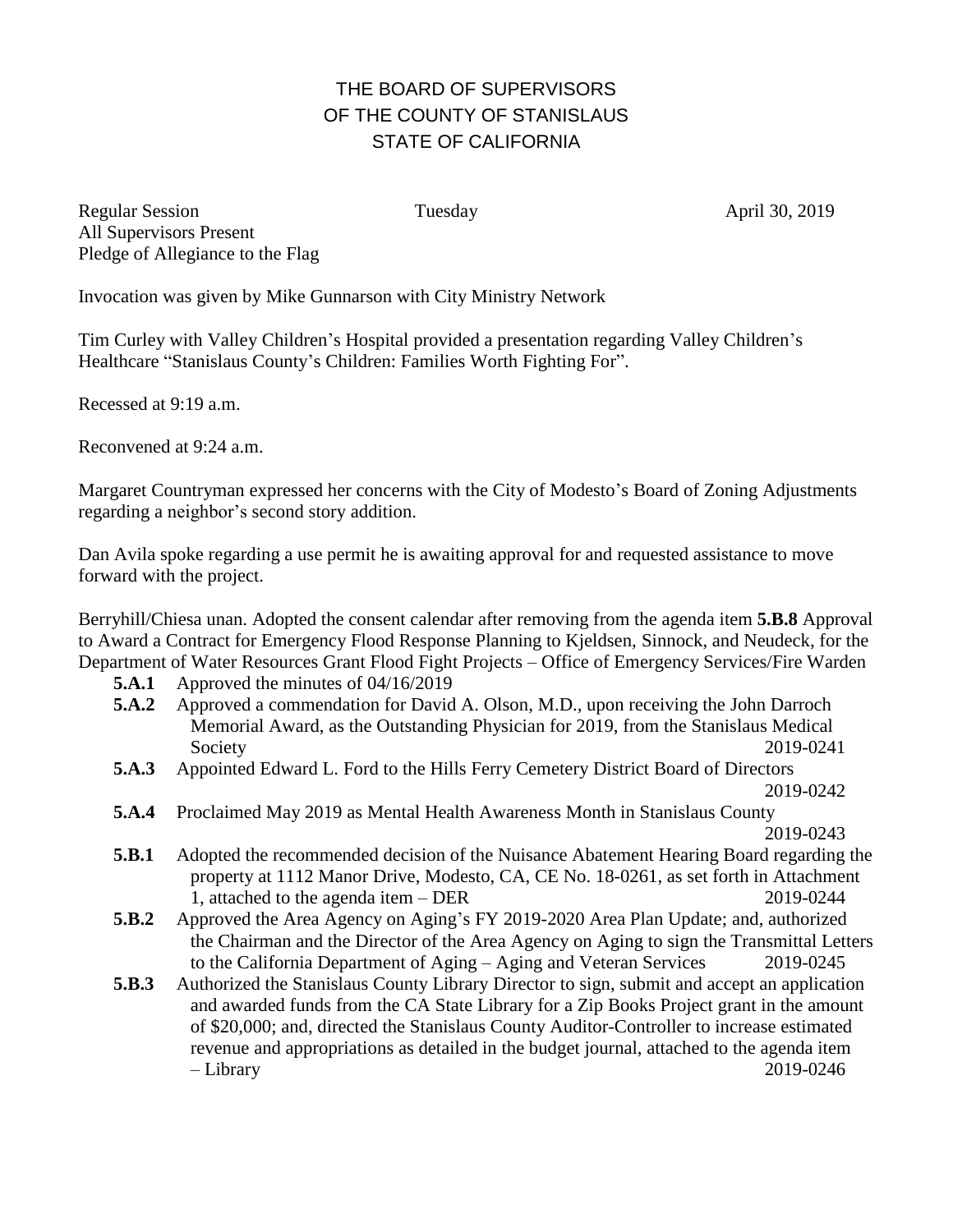# THE BOARD OF SUPERVISORS
# OF THE COUNTY OF STANISLAUS
# STATE OF CALIFORNIA

Regular Session  Tuesday  April 30, 2019
All Supervisors Present
Pledge of Allegiance to the Flag

Invocation was given by Mike Gunnarson with City Ministry Network

Tim Curley with Valley Children's Hospital provided a presentation regarding Valley Children's Healthcare "Stanislaus County's Children: Families Worth Fighting For".

Recessed at 9:19 a.m.

Reconvened at 9:24 a.m.

Margaret Countryman expressed her concerns with the City of Modesto's Board of Zoning Adjustments regarding a neighbor's second story addition.

Dan Avila spoke regarding a use permit he is awaiting approval for and requested assistance to move forward with the project.

Berryhill/Chiesa unan. Adopted the consent calendar after removing from the agenda item **5.B.8** Approval to Award a Contract for Emergency Flood Response Planning to Kjeldsen, Sinnock, and Neudeck, for the Department of Water Resources Grant Flood Fight Projects – Office of Emergency Services/Fire Warden

- **5.A.1** Approved the minutes of 04/16/2019
- **5.A.2** Approved a commendation for David A. Olson, M.D., upon receiving the John Darroch Memorial Award, as the Outstanding Physician for 2019, from the Stanislaus Medical Society 2019-0241
- **5.A.3** Appointed Edward L. Ford to the Hills Ferry Cemetery District Board of Directors 2019-0242
- **5.A.4** Proclaimed May 2019 as Mental Health Awareness Month in Stanislaus County 2019-0243
- **5.B.1** Adopted the recommended decision of the Nuisance Abatement Hearing Board regarding the property at 1112 Manor Drive, Modesto, CA, CE No. 18-0261, as set forth in Attachment 1, attached to the agenda item – DER 2019-0244
- **5.B.2** Approved the Area Agency on Aging's FY 2019-2020 Area Plan Update; and, authorized the Chairman and the Director of the Area Agency on Aging to sign the Transmittal Letters to the California Department of Aging – Aging and Veteran Services 2019-0245
- **5.B.3** Authorized the Stanislaus County Library Director to sign, submit and accept an application and awarded funds from the CA State Library for a Zip Books Project grant in the amount of $20,000; and, directed the Stanislaus County Auditor-Controller to increase estimated revenue and appropriations as detailed in the budget journal, attached to the agenda item – Library 2019-0246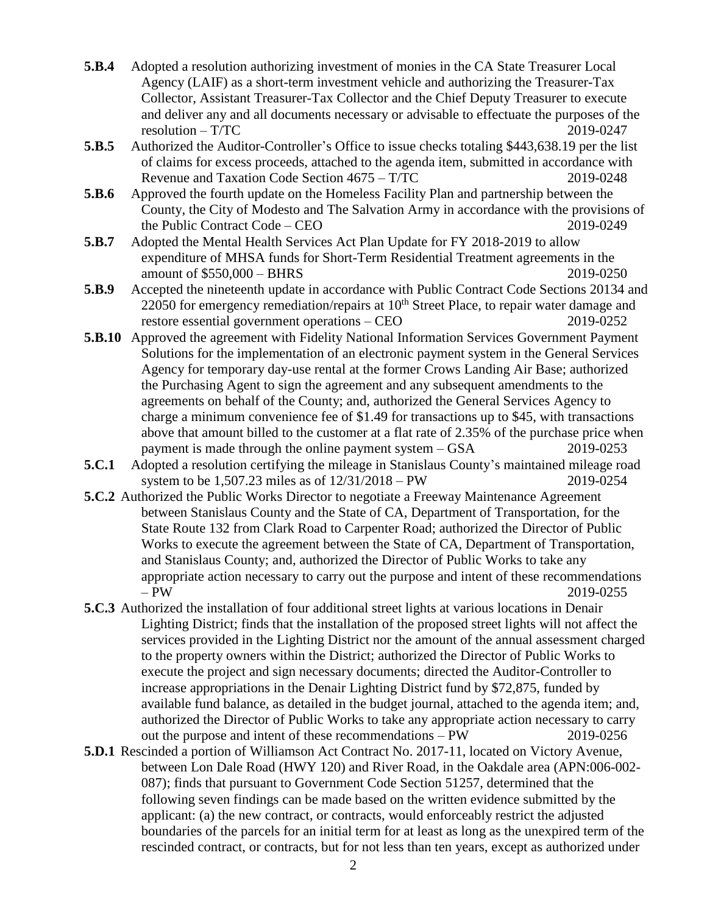**5.B.4** Adopted a resolution authorizing investment of monies in the CA State Treasurer Local Agency (LAIF) as a short-term investment vehicle and authorizing the Treasurer-Tax Collector, Assistant Treasurer-Tax Collector and the Chief Deputy Treasurer to execute and deliver any and all documents necessary or advisable to effectuate the purposes of the resolution – T/TC 2019-0247

**5.B.5** Authorized the Auditor-Controller's Office to issue checks totaling $443,638.19 per the list of claims for excess proceeds, attached to the agenda item, submitted in accordance with Revenue and Taxation Code Section 4675 – T/TC 2019-0248

**5.B.6** Approved the fourth update on the Homeless Facility Plan and partnership between the County, the City of Modesto and The Salvation Army in accordance with the provisions of the Public Contract Code – CEO 2019-0249

**5.B.7** Adopted the Mental Health Services Act Plan Update for FY 2018-2019 to allow expenditure of MHSA funds for Short-Term Residential Treatment agreements in the amount of $550,000 – BHRS 2019-0250

**5.B.9** Accepted the nineteenth update in accordance with Public Contract Code Sections 20134 and 22050 for emergency remediation/repairs at 10th Street Place, to repair water damage and restore essential government operations – CEO 2019-0252

**5.B.10** Approved the agreement with Fidelity National Information Services Government Payment Solutions for the implementation of an electronic payment system in the General Services Agency for temporary day-use rental at the former Crows Landing Air Base; authorized the Purchasing Agent to sign the agreement and any subsequent amendments to the agreements on behalf of the County; and, authorized the General Services Agency to charge a minimum convenience fee of $1.49 for transactions up to $45, with transactions above that amount billed to the customer at a flat rate of 2.35% of the purchase price when payment is made through the online payment system – GSA 2019-0253

**5.C.1** Adopted a resolution certifying the mileage in Stanislaus County's maintained mileage road system to be 1,507.23 miles as of 12/31/2018 – PW 2019-0254

**5.C.2** Authorized the Public Works Director to negotiate a Freeway Maintenance Agreement between Stanislaus County and the State of CA, Department of Transportation, for the State Route 132 from Clark Road to Carpenter Road; authorized the Director of Public Works to execute the agreement between the State of CA, Department of Transportation, and Stanislaus County; and, authorized the Director of Public Works to take any appropriate action necessary to carry out the purpose and intent of these recommendations – PW 2019-0255

**5.C.3** Authorized the installation of four additional street lights at various locations in Denair Lighting District; finds that the installation of the proposed street lights will not affect the services provided in the Lighting District nor the amount of the annual assessment charged to the property owners within the District; authorized the Director of Public Works to execute the project and sign necessary documents; directed the Auditor-Controller to increase appropriations in the Denair Lighting District fund by $72,875, funded by available fund balance, as detailed in the budget journal, attached to the agenda item; and, authorized the Director of Public Works to take any appropriate action necessary to carry out the purpose and intent of these recommendations – PW 2019-0256

**5.D.1** Rescinded a portion of Williamson Act Contract No. 2017-11, located on Victory Avenue, between Lon Dale Road (HWY 120) and River Road, in the Oakdale area (APN:006-002-087); finds that pursuant to Government Code Section 51257, determined that the following seven findings can be made based on the written evidence submitted by the applicant: (a) the new contract, or contracts, would enforceably restrict the adjusted boundaries of the parcels for an initial term for at least as long as the unexpired term of the rescinded contract, or contracts, but for not less than ten years, except as authorized under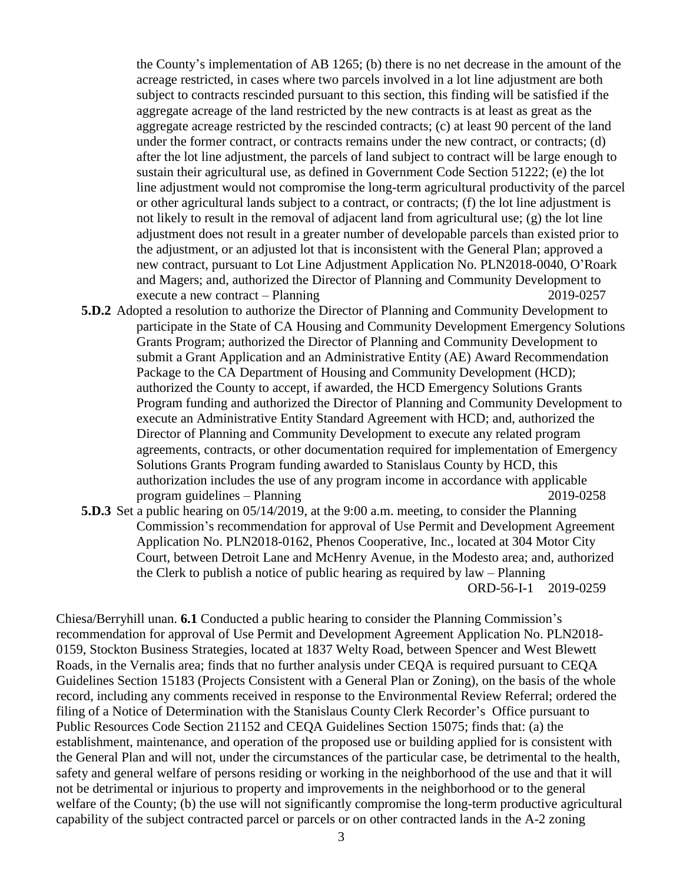the County's implementation of AB 1265; (b) there is no net decrease in the amount of the acreage restricted, in cases where two parcels involved in a lot line adjustment are both subject to contracts rescinded pursuant to this section, this finding will be satisfied if the aggregate acreage of the land restricted by the new contracts is at least as great as the aggregate acreage restricted by the rescinded contracts; (c) at least 90 percent of the land under the former contract, or contracts remains under the new contract, or contracts; (d) after the lot line adjustment, the parcels of land subject to contract will be large enough to sustain their agricultural use, as defined in Government Code Section 51222; (e) the lot line adjustment would not compromise the long-term agricultural productivity of the parcel or other agricultural lands subject to a contract, or contracts; (f) the lot line adjustment is not likely to result in the removal of adjacent land from agricultural use; (g) the lot line adjustment does not result in a greater number of developable parcels than existed prior to the adjustment, or an adjusted lot that is inconsistent with the General Plan; approved a new contract, pursuant to Lot Line Adjustment Application No. PLN2018-0040, O'Roark and Magers; and, authorized the Director of Planning and Community Development to execute a new contract – Planning 2019-0257

**5.D.2** Adopted a resolution to authorize the Director of Planning and Community Development to participate in the State of CA Housing and Community Development Emergency Solutions Grants Program; authorized the Director of Planning and Community Development to submit a Grant Application and an Administrative Entity (AE) Award Recommendation Package to the CA Department of Housing and Community Development (HCD); authorized the County to accept, if awarded, the HCD Emergency Solutions Grants Program funding and authorized the Director of Planning and Community Development to execute an Administrative Entity Standard Agreement with HCD; and, authorized the Director of Planning and Community Development to execute any related program agreements, contracts, or other documentation required for implementation of Emergency Solutions Grants Program funding awarded to Stanislaus County by HCD, this authorization includes the use of any program income in accordance with applicable program guidelines – Planning 2019-0258

**5.D.3** Set a public hearing on 05/14/2019, at the 9:00 a.m. meeting, to consider the Planning Commission's recommendation for approval of Use Permit and Development Agreement Application No. PLN2018-0162, Phenos Cooperative, Inc., located at 304 Motor City Court, between Detroit Lane and McHenry Avenue, in the Modesto area; and, authorized the Clerk to publish a notice of public hearing as required by law – Planning ORD-56-I-1 2019-0259

Chiesa/Berryhill unan. **6.1** Conducted a public hearing to consider the Planning Commission's recommendation for approval of Use Permit and Development Agreement Application No. PLN2018-0159, Stockton Business Strategies, located at 1837 Welty Road, between Spencer and West Blewett Roads, in the Vernalis area; finds that no further analysis under CEQA is required pursuant to CEQA Guidelines Section 15183 (Projects Consistent with a General Plan or Zoning), on the basis of the whole record, including any comments received in response to the Environmental Review Referral; ordered the filing of a Notice of Determination with the Stanislaus County Clerk Recorder's Office pursuant to Public Resources Code Section 21152 and CEQA Guidelines Section 15075; finds that: (a) the establishment, maintenance, and operation of the proposed use or building applied for is consistent with the General Plan and will not, under the circumstances of the particular case, be detrimental to the health, safety and general welfare of persons residing or working in the neighborhood of the use and that it will not be detrimental or injurious to property and improvements in the neighborhood or to the general welfare of the County; (b) the use will not significantly compromise the long-term productive agricultural capability of the subject contracted parcel or parcels or on other contracted lands in the A-2 zoning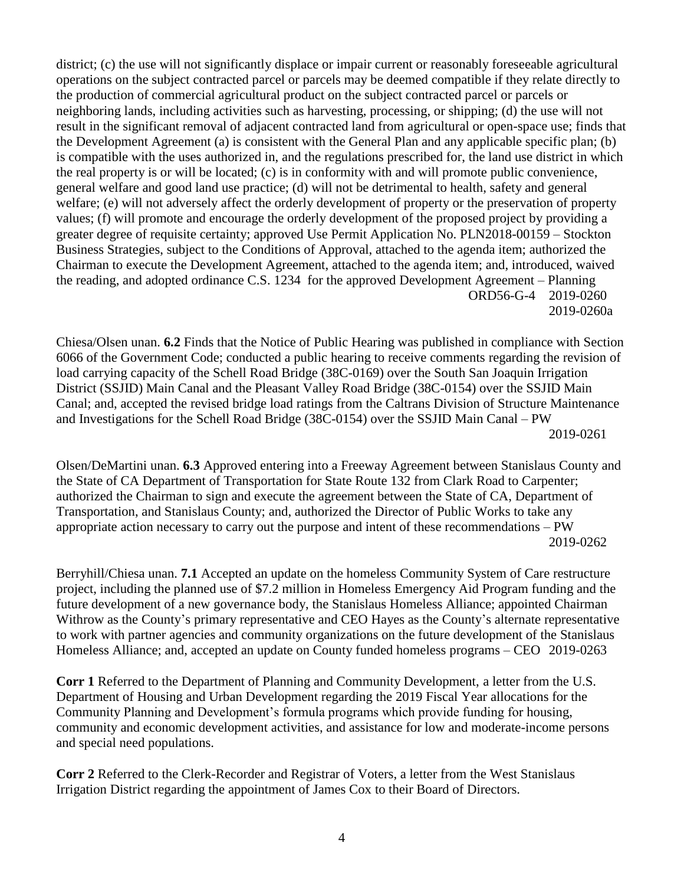district; (c) the use will not significantly displace or impair current or reasonably foreseeable agricultural operations on the subject contracted parcel or parcels may be deemed compatible if they relate directly to the production of commercial agricultural product on the subject contracted parcel or parcels or neighboring lands, including activities such as harvesting, processing, or shipping; (d) the use will not result in the significant removal of adjacent contracted land from agricultural or open-space use; finds that the Development Agreement (a) is consistent with the General Plan and any applicable specific plan; (b) is compatible with the uses authorized in, and the regulations prescribed for, the land use district in which the real property is or will be located; (c) is in conformity with and will promote public convenience, general welfare and good land use practice; (d) will not be detrimental to health, safety and general welfare; (e) will not adversely affect the orderly development of property or the preservation of property values; (f) will promote and encourage the orderly development of the proposed project by providing a greater degree of requisite certainty; approved Use Permit Application No. PLN2018-00159 – Stockton Business Strategies, subject to the Conditions of Approval, attached to the agenda item; authorized the Chairman to execute the Development Agreement, attached to the agenda item; and, introduced, waived the reading, and adopted ordinance C.S. 1234 for the approved Development Agreement – Planning
ORD56-G-4 2019-0260
2019-0260a

Chiesa/Olsen unan. **6.2** Finds that the Notice of Public Hearing was published in compliance with Section 6066 of the Government Code; conducted a public hearing to receive comments regarding the revision of load carrying capacity of the Schell Road Bridge (38C-0169) over the South San Joaquin Irrigation District (SSJID) Main Canal and the Pleasant Valley Road Bridge (38C-0154) over the SSJID Main Canal; and, accepted the revised bridge load ratings from the Caltrans Division of Structure Maintenance and Investigations for the Schell Road Bridge (38C-0154) over the SSJID Main Canal – PW
2019-0261

Olsen/DeMartini unan. **6.3** Approved entering into a Freeway Agreement between Stanislaus County and the State of CA Department of Transportation for State Route 132 from Clark Road to Carpenter; authorized the Chairman to sign and execute the agreement between the State of CA, Department of Transportation, and Stanislaus County; and, authorized the Director of Public Works to take any appropriate action necessary to carry out the purpose and intent of these recommendations – PW
2019-0262

Berryhill/Chiesa unan. **7.1** Accepted an update on the homeless Community System of Care restructure project, including the planned use of $7.2 million in Homeless Emergency Aid Program funding and the future development of a new governance body, the Stanislaus Homeless Alliance; appointed Chairman Withrow as the County's primary representative and CEO Hayes as the County's alternate representative to work with partner agencies and community organizations on the future development of the Stanislaus Homeless Alliance; and, accepted an update on County funded homeless programs – CEO 2019-0263

**Corr 1** Referred to the Department of Planning and Community Development, a letter from the U.S. Department of Housing and Urban Development regarding the 2019 Fiscal Year allocations for the Community Planning and Development's formula programs which provide funding for housing, community and economic development activities, and assistance for low and moderate-income persons and special need populations.

**Corr 2** Referred to the Clerk-Recorder and Registrar of Voters, a letter from the West Stanislaus Irrigation District regarding the appointment of James Cox to their Board of Directors.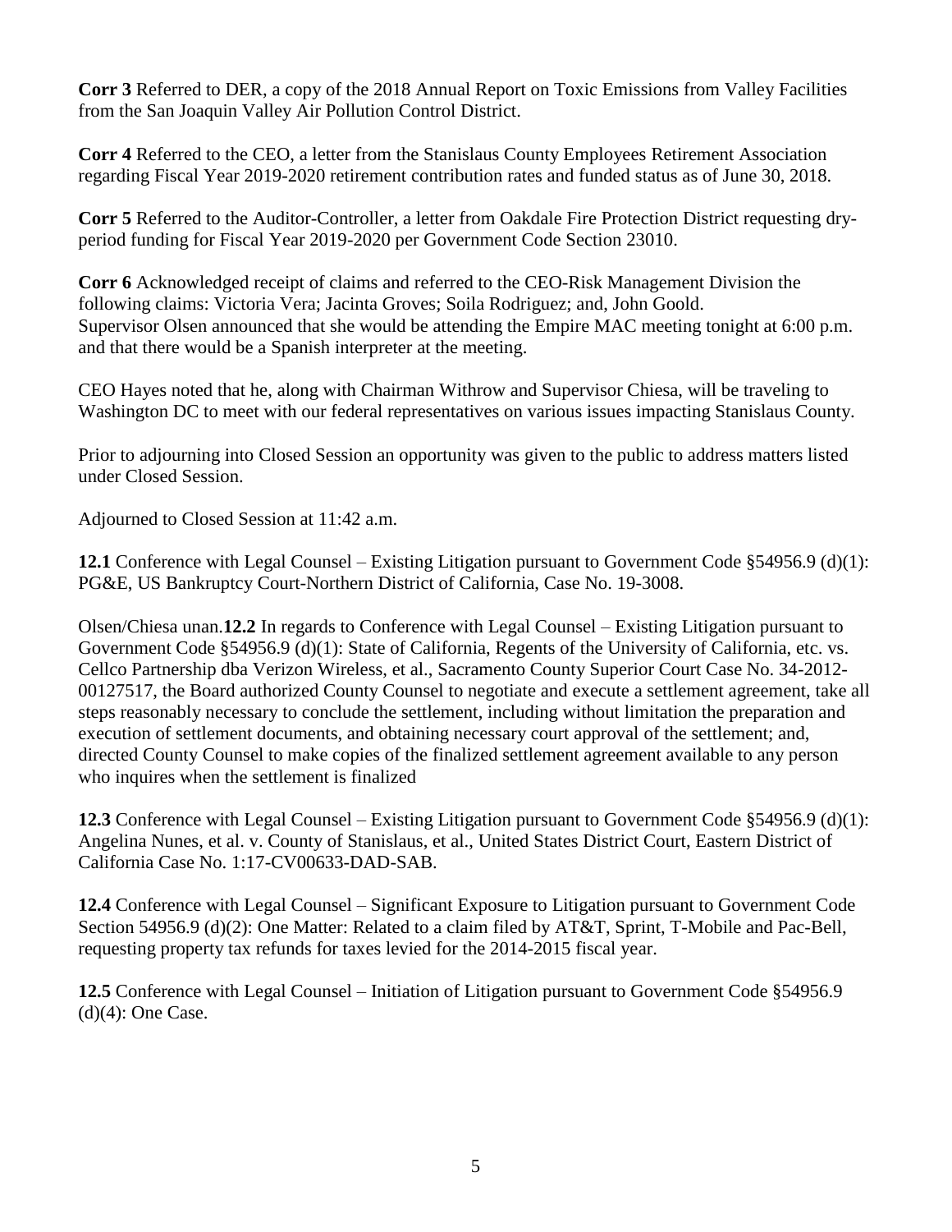**Corr 3** Referred to DER, a copy of the 2018 Annual Report on Toxic Emissions from Valley Facilities from the San Joaquin Valley Air Pollution Control District.

**Corr 4** Referred to the CEO, a letter from the Stanislaus County Employees Retirement Association regarding Fiscal Year 2019-2020 retirement contribution rates and funded status as of June 30, 2018.

**Corr 5** Referred to the Auditor-Controller, a letter from Oakdale Fire Protection District requesting dry-period funding for Fiscal Year 2019-2020 per Government Code Section 23010.

**Corr 6** Acknowledged receipt of claims and referred to the CEO-Risk Management Division the following claims: Victoria Vera; Jacinta Groves; Soila Rodriguez; and, John Goold.
Supervisor Olsen announced that she would be attending the Empire MAC meeting tonight at 6:00 p.m. and that there would be a Spanish interpreter at the meeting.

CEO Hayes noted that he, along with Chairman Withrow and Supervisor Chiesa, will be traveling to Washington DC to meet with our federal representatives on various issues impacting Stanislaus County.

Prior to adjourning into Closed Session an opportunity was given to the public to address matters listed under Closed Session.

Adjourned to Closed Session at 11:42 a.m.

**12.1** Conference with Legal Counsel – Existing Litigation pursuant to Government Code §54956.9 (d)(1): PG&E, US Bankruptcy Court-Northern District of California, Case No. 19-3008.

Olsen/Chiesa unan.**12.2** In regards to Conference with Legal Counsel – Existing Litigation pursuant to Government Code §54956.9 (d)(1): State of California, Regents of the University of California, etc. vs. Cellco Partnership dba Verizon Wireless, et al., Sacramento County Superior Court Case No. 34-2012-00127517, the Board authorized County Counsel to negotiate and execute a settlement agreement, take all steps reasonably necessary to conclude the settlement, including without limitation the preparation and execution of settlement documents, and obtaining necessary court approval of the settlement; and, directed County Counsel to make copies of the finalized settlement agreement available to any person who inquires when the settlement is finalized

**12.3** Conference with Legal Counsel – Existing Litigation pursuant to Government Code §54956.9 (d)(1): Angelina Nunes, et al. v. County of Stanislaus, et al., United States District Court, Eastern District of California Case No. 1:17-CV00633-DAD-SAB.

**12.4** Conference with Legal Counsel – Significant Exposure to Litigation pursuant to Government Code Section 54956.9 (d)(2): One Matter: Related to a claim filed by AT&T, Sprint, T-Mobile and Pac-Bell, requesting property tax refunds for taxes levied for the 2014-2015 fiscal year.

**12.5** Conference with Legal Counsel – Initiation of Litigation pursuant to Government Code §54956.9 (d)(4): One Case.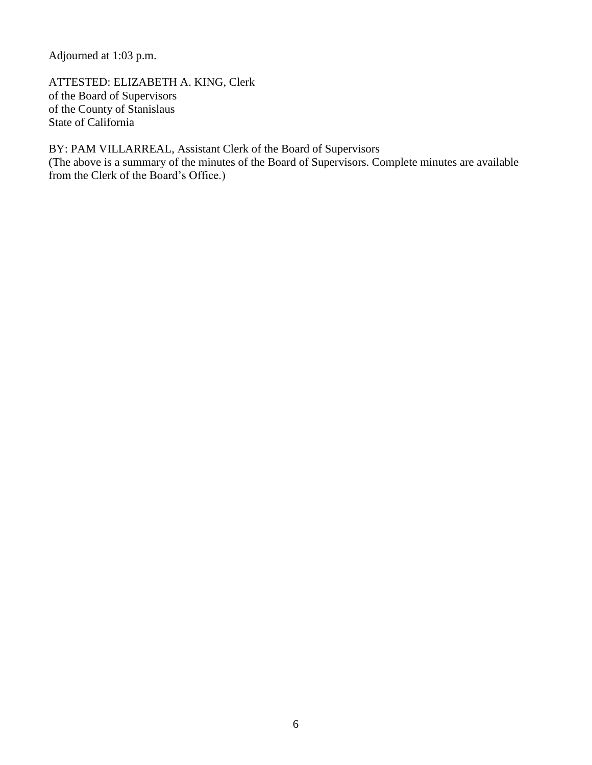Adjourned at 1:03 p.m.

ATTESTED: ELIZABETH A. KING, Clerk
of the Board of Supervisors
of the County of Stanislaus
State of California

BY: PAM VILLARREAL, Assistant Clerk of the Board of Supervisors
(The above is a summary of the minutes of the Board of Supervisors. Complete minutes are available from the Clerk of the Board's Office.)